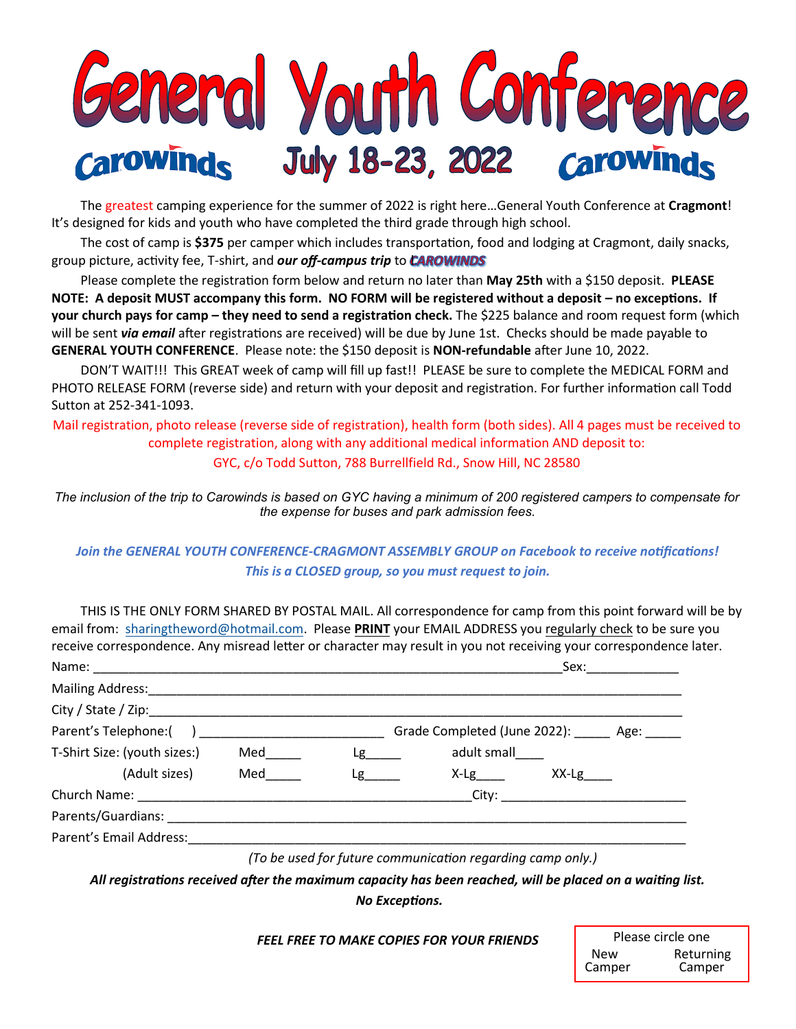# General Youth Conference

## Carowinds July 18-23, 2022 Carowinds

The greatest camping experience for the summer of 2022 is right here…General Youth Conference at **Cragmont**! It's designed for kids and youth who have completed the third grade through high school.

The cost of camp is **$375** per camper which includes transportation, food and lodging at Cragmont, daily snacks, group picture, activity fee, T-shirt, and ***our off-campus trip*** to **CAROWINDS**

Please complete the registration form below and return no later than **May 25th** with a $150 deposit. **PLEASE NOTE: A deposit MUST accompany this form. NO FORM will be registered without a deposit – no exceptions. If your church pays for camp – they need to send a registration check.** The $225 balance and room request form (which will be sent ***via email*** after registrations are received) will be due by June 1st. Checks should be made payable to **GENERAL YOUTH CONFERENCE**. Please note: the $150 deposit is **NON-refundable** after June 10, 2022.

DON'T WAIT!!! This GREAT week of camp will fill up fast!! PLEASE be sure to complete the MEDICAL FORM and PHOTO RELEASE FORM (reverse side) and return with your deposit and registration. For further information call Todd Sutton at 252-341-1093.

Mail registration, photo release (reverse side of registration), health form (both sides). All 4 pages must be received to complete registration, along with any additional medical information AND deposit to:

GYC, c/o Todd Sutton, 788 Burrellfield Rd., Snow Hill, NC 28580

*The inclusion of the trip to Carowinds is based on GYC having a minimum of 200 registered campers to compensate for the expense for buses and park admission fees.*

***Join the GENERAL YOUTH CONFERENCE-CRAGMONT ASSEMBLY GROUP on Facebook to receive notifications!***
***This is a CLOSED group, so you must request to join.***

THIS IS THE ONLY FORM SHARED BY POSTAL MAIL. All correspondence for camp from this point forward will be by email from: sharingtheword@hotmail.com. Please **PRINT** your EMAIL ADDRESS you regularly check to be sure you receive correspondence. Any misread letter or character may result in you not receiving your correspondence later.

Name: ______________________________________________ Sex:____________

Mailing Address:______________________________________________________

City / State / Zip:______________________________________________________

Parent's Telephone:( ) ________________________ Grade Completed (June 2022): _____ Age: _____

T-Shirt Size: (youth sizes:) Med_____ Lg_____ adult small____

(Adult sizes) Med_____ Lg_____ X-Lg____ XX-Lg____

Church Name: ____________________________________ City: ____________________

Parents/Guardians: ______________________________________________________

Parent's Email Address:___________________________________________________

*(To be used for future communication regarding camp only.)*

***All registrations received after the maximum capacity has been reached, will be placed on a waiting list. No Exceptions.***

***FEEL FREE TO MAKE COPIES FOR YOUR FRIENDS***

Please circle one
New Camper Returning Camper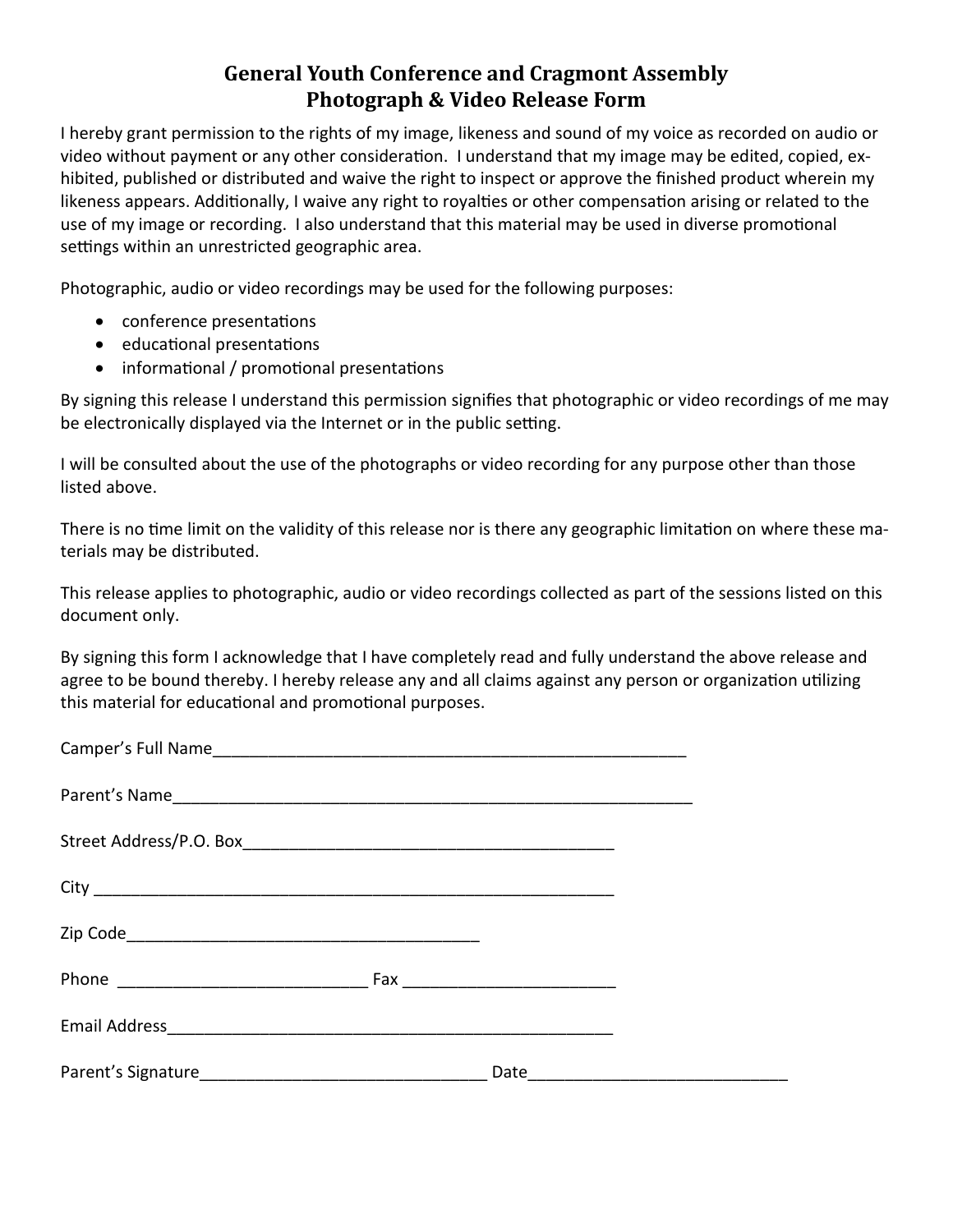# General Youth Conference and Cragmont Assembly
## Photograph & Video Release Form

I hereby grant permission to the rights of my image, likeness and sound of my voice as recorded on audio or video without payment or any other consideration. I understand that my image may be edited, copied, exhibited, published or distributed and waive the right to inspect or approve the finished product wherein my likeness appears. Additionally, I waive any right to royalties or other compensation arising or related to the use of my image or recording. I also understand that this material may be used in diverse promotional settings within an unrestricted geographic area.

Photographic, audio or video recordings may be used for the following purposes:

- conference presentations
- educational presentations
- informational / promotional presentations

By signing this release I understand this permission signifies that photographic or video recordings of me may be electronically displayed via the Internet or in the public setting.

I will be consulted about the use of the photographs or video recording for any purpose other than those listed above.

There is no time limit on the validity of this release nor is there any geographic limitation on where these materials may be distributed.

This release applies to photographic, audio or video recordings collected as part of the sessions listed on this document only.

By signing this form I acknowledge that I have completely read and fully understand the above release and agree to be bound thereby. I hereby release any and all claims against any person or organization utilizing this material for educational and promotional purposes.

Camper's Full Name_______________________________________________________

Parent's Name__________________________________________________________

Street Address/P.O. Box__________________________________________

City ________________________________________________________

Zip Code_______________________________________

Phone ___________________________ Fax _______________________

Email Address_________________________________________________

Parent's Signature_______________________________ Date____________________________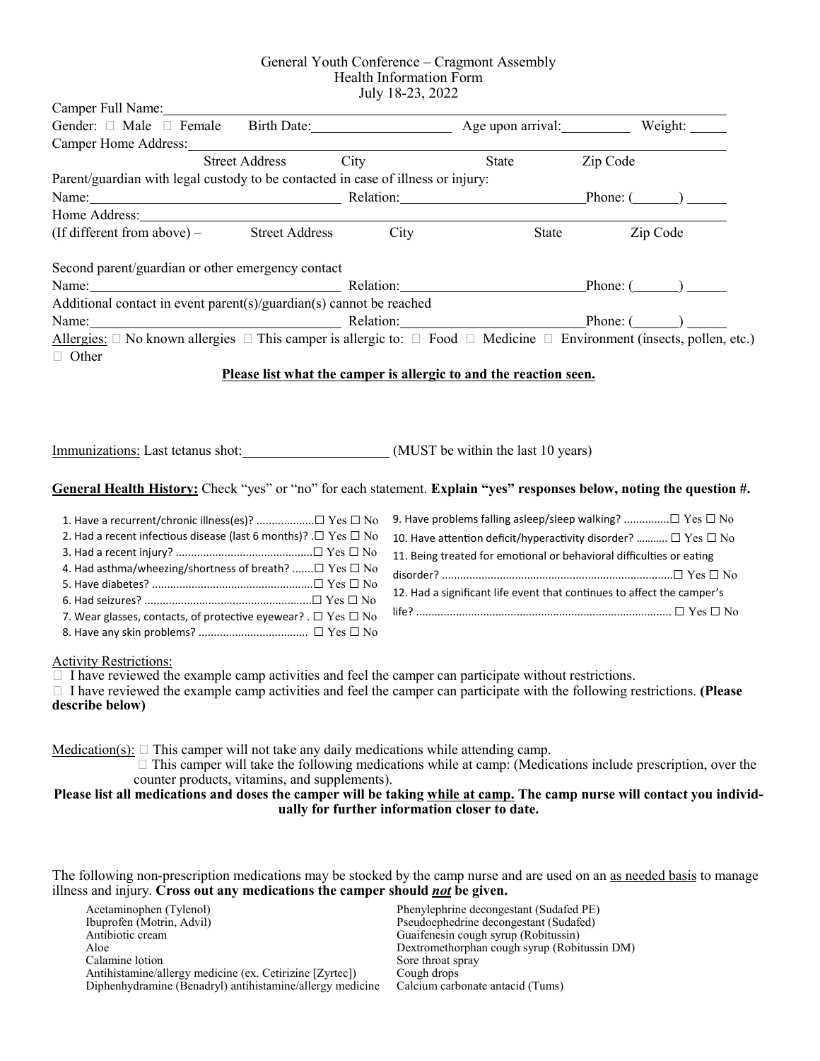# General Youth Conference – Cragmont Assembly
## Health Information Form
### July 18-23, 2022

Camper Full Name: ____________________________________________

Gender: ☐ Male ☐ Female  Birth Date: ____________  Age upon arrival: ________  Weight: _____

Camper Home Address: ____________________________________________

Street Address  City  State  Zip Code

Parent/guardian with legal custody to be contacted in case of illness or injury:

Name: ____________________ Relation: ____________________ Phone: (______) _____

Home Address: ____________________________________________

(If different from above) –  Street Address  City  State  Zip Code

Second parent/guardian or other emergency contact

Name: ____________________ Relation: ____________________ Phone: (______) _____

Additional contact in event parent(s)/guardian(s) cannot be reached

Name: ____________________ Relation: ____________________ Phone: (______) _____

Allergies: ☐ No known allergies ☐ This camper is allergic to: ☐ Food ☐ Medicine ☐ Environment (insects, pollen, etc.) ☐ Other

**Please list what the camper is allergic to and the reaction seen.**

Immunizations: Last tetanus shot: ____________________ (MUST be within the last 10 years)

**General Health History:** Check "yes" or "no" for each statement. **Explain "yes" responses below, noting the question #.**

1. Have a recurrent/chronic illness(es)? .................. ☐ Yes ☐ No
2. Had a recent infectious disease (last 6 months)? . ☐ Yes ☐ No
3. Had a recent injury? ............................................ ☐ Yes ☐ No
4. Had asthma/wheezing/shortness of breath? ....... ☐ Yes ☐ No
5. Have diabetes? .................................................... ☐ Yes ☐ No
6. Had seizures? ...................................................... ☐ Yes ☐ No
7. Wear glasses, contacts, of protective eyewear? . ☐ Yes ☐ No
8. Have any skin problems? ................................... ☐ Yes ☐ No
9. Have problems falling asleep/sleep walking? ............... ☐ Yes ☐ No
10. Have attention deficit/hyperactivity disorder? ........... ☐ Yes ☐ No
11. Being treated for emotional or behavioral difficulties or eating disorder? ........................................................................... ☐ Yes ☐ No
12. Had a significant life event that continues to affect the camper's life? ................................................................................... ☐ Yes ☐ No

Activity Restrictions:

☐ I have reviewed the example camp activities and feel the camper can participate without restrictions.

☐ I have reviewed the example camp activities and feel the camper can participate with the following restrictions. **(Please describe below)**

Medication(s): ☐ This camper will not take any daily medications while attending camp.

☐ This camper will take the following medications while at camp: (Medications include prescription, over the counter products, vitamins, and supplements).

**Please list all medications and doses the camper will be taking while at camp. The camp nurse will contact you individually for further information closer to date.**

The following non-prescription medications may be stocked by the camp nurse and are used on an as needed basis to manage illness and injury. **Cross out any medications the camper should *not* be given.**

- Acetaminophen (Tylenol)
- Ibuprofen (Motrin, Advil)
- Antibiotic cream
- Aloe
- Calamine lotion
- Antihistamine/allergy medicine (ex. Cetirizine [Zyrtec])
- Diphenhydramine (Benadryl) antihistamine/allergy medicine
- Phenylephrine decongestant (Sudafed PE)
- Pseudoephedrine decongestant (Sudafed)
- Guaifenesin cough syrup (Robitussin)
- Dextromethorphan cough syrup (Robitussin DM)
- Sore throat spray
- Cough drops
- Calcium carbonate antacid (Tums)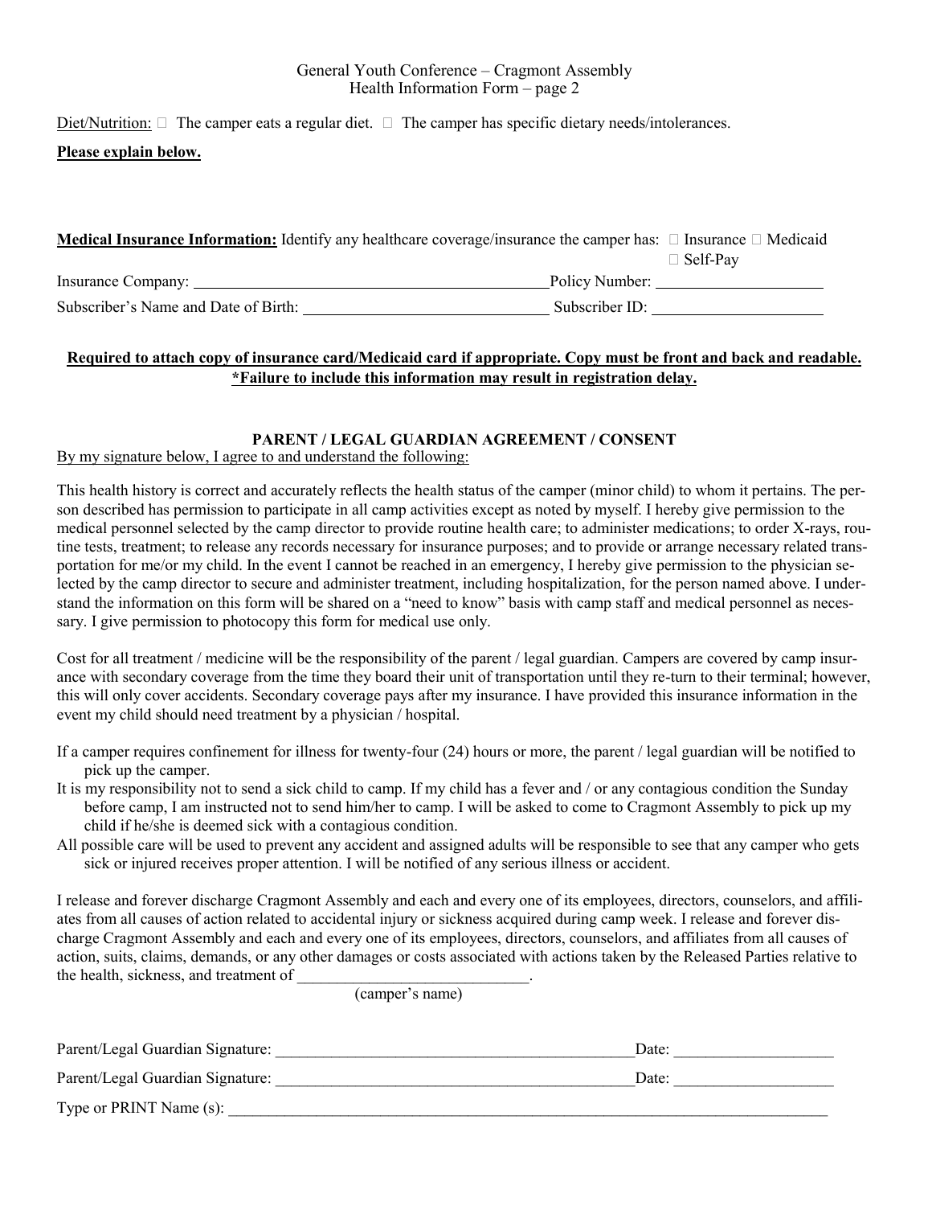General Youth Conference – Cragmont Assembly
Health Information Form – page 2

Diet/Nutrition: ☐ The camper eats a regular diet. ☐ The camper has specific dietary needs/intolerances.

**Please explain below.**

**Medical Insurance Information:** Identify any healthcare coverage/insurance the camper has: ☐ Insurance ☐ Medicaid ☐ Self-Pay

Insurance Company: ______________________________ Policy Number: ____________________

Subscriber's Name and Date of Birth: ______________________________ Subscriber ID: ____________________

**Required to attach copy of insurance card/Medicaid card if appropriate. Copy must be front and back and readable.**
**\*Failure to include this information may result in registration delay.**

**PARENT / LEGAL GUARDIAN AGREEMENT / CONSENT**

By my signature below, I agree to and understand the following:

This health history is correct and accurately reflects the health status of the camper (minor child) to whom it pertains. The person described has permission to participate in all camp activities except as noted by myself. I hereby give permission to the medical personnel selected by the camp director to provide routine health care; to administer medications; to order X-rays, routine tests, treatment; to release any records necessary for insurance purposes; and to provide or arrange necessary related transportation for me/or my child. In the event I cannot be reached in an emergency, I hereby give permission to the physician selected by the camp director to secure and administer treatment, including hospitalization, for the person named above. I understand the information on this form will be shared on a "need to know" basis with camp staff and medical personnel as necessary. I give permission to photocopy this form for medical use only.

Cost for all treatment / medicine will be the responsibility of the parent / legal guardian. Campers are covered by camp insurance with secondary coverage from the time they board their unit of transportation until they re-turn to their terminal; however, this will only cover accidents. Secondary coverage pays after my insurance. I have provided this insurance information in the event my child should need treatment by a physician / hospital.

If a camper requires confinement for illness for twenty-four (24) hours or more, the parent / legal guardian will be notified to pick up the camper.

It is my responsibility not to send a sick child to camp. If my child has a fever and / or any contagious condition the Sunday before camp, I am instructed not to send him/her to camp. I will be asked to come to Cragmont Assembly to pick up my child if he/she is deemed sick with a contagious condition.

All possible care will be used to prevent any accident and assigned adults will be responsible to see that any camper who gets sick or injured receives proper attention. I will be notified of any serious illness or accident.

I release and forever discharge Cragmont Assembly and each and every one of its employees, directors, counselors, and affiliates from all causes of action related to accidental injury or sickness acquired during camp week. I release and forever discharge Cragmont Assembly and each and every one of its employees, directors, counselors, and affiliates from all causes of action, suits, claims, demands, or any other damages or costs associated with actions taken by the Released Parties relative to the health, sickness, and treatment of ______________________________.
(camper's name)

Parent/Legal Guardian Signature: ______________________________ Date: ____________________

Parent/Legal Guardian Signature: ______________________________ Date: ____________________

Type or PRINT Name (s): ______________________________